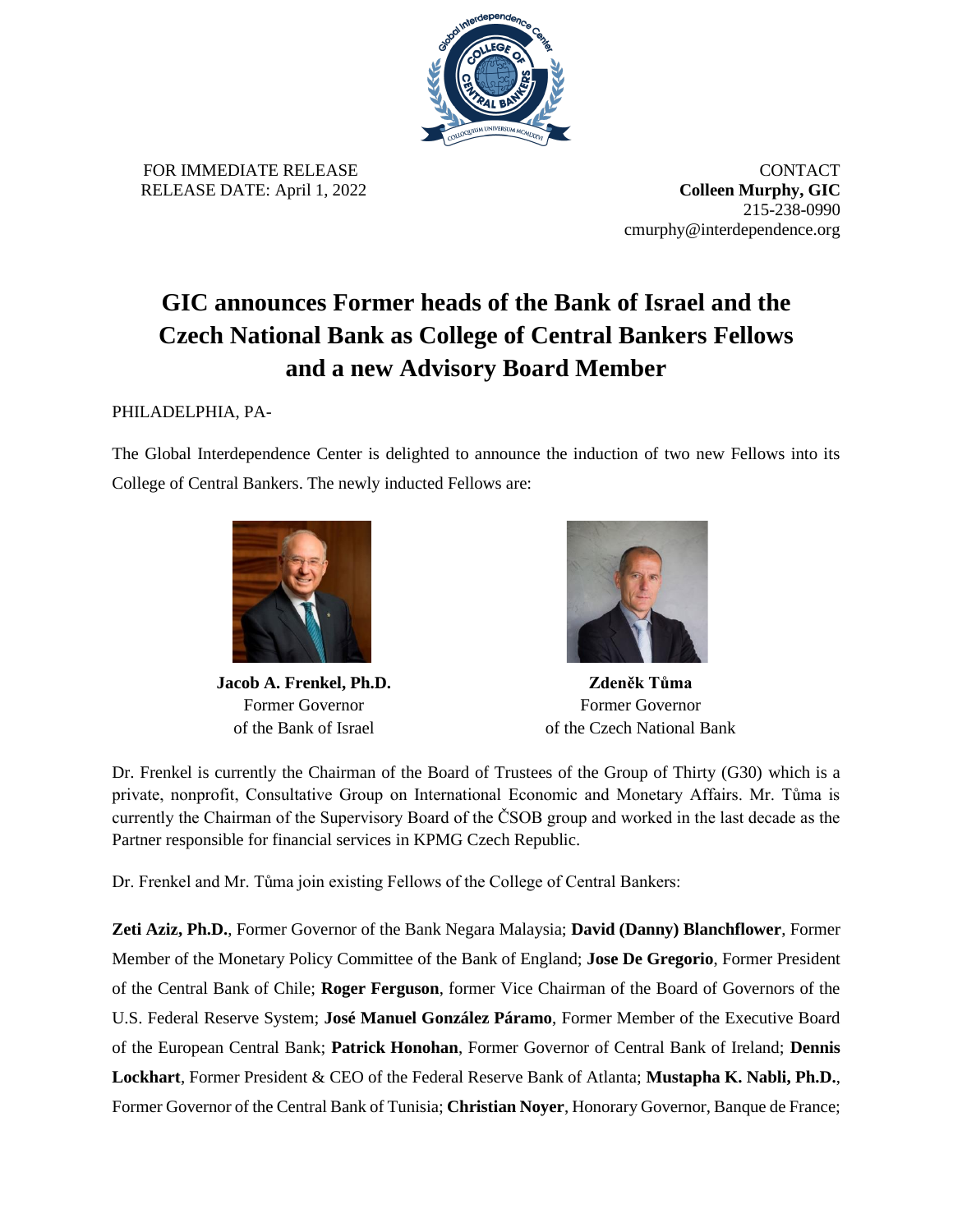FOR IMMEDIATE RELEASE
RELEASE DATE: April 1, 2022

CONTACT
**Colleen Murphy, GIC**
215-238-0990
cmurphy@interdependence.org

# GIC announces Former heads of the Bank of Israel and the Czech National Bank as College of Central Bankers Fellows and a new Advisory Board Member

PHILADELPHIA, PA-

The Global Interdependence Center is delighted to announce the induction of two new Fellows into its College of Central Bankers. The newly inducted Fellows are:

**Jacob A. Frenkel, Ph.D.**
Former Governor
of the Bank of Israel

**Zdeněk Tůma**
Former Governor
of the Czech National Bank

Dr. Frenkel is currently the Chairman of the Board of Trustees of the Group of Thirty (G30) which is a private, nonprofit, Consultative Group on International Economic and Monetary Affairs. Mr. Tůma is currently the Chairman of the Supervisory Board of the ČSOB group and worked in the last decade as the Partner responsible for financial services in KPMG Czech Republic.

Dr. Frenkel and Mr. Tůma join existing Fellows of the College of Central Bankers:

**Zeti Aziz, Ph.D.**, Former Governor of the Bank Negara Malaysia; **David (Danny) Blanchflower**, Former Member of the Monetary Policy Committee of the Bank of England; **Jose De Gregorio**, Former President of the Central Bank of Chile; **Roger Ferguson**, former Vice Chairman of the Board of Governors of the U.S. Federal Reserve System; **José Manuel González Páramo**, Former Member of the Executive Board of the European Central Bank; **Patrick Honohan**, Former Governor of Central Bank of Ireland; **Dennis Lockhart**, Former President & CEO of the Federal Reserve Bank of Atlanta; **Mustapha K. Nabli, Ph.D.**, Former Governor of the Central Bank of Tunisia; **Christian Noyer**, Honorary Governor, Banque de France;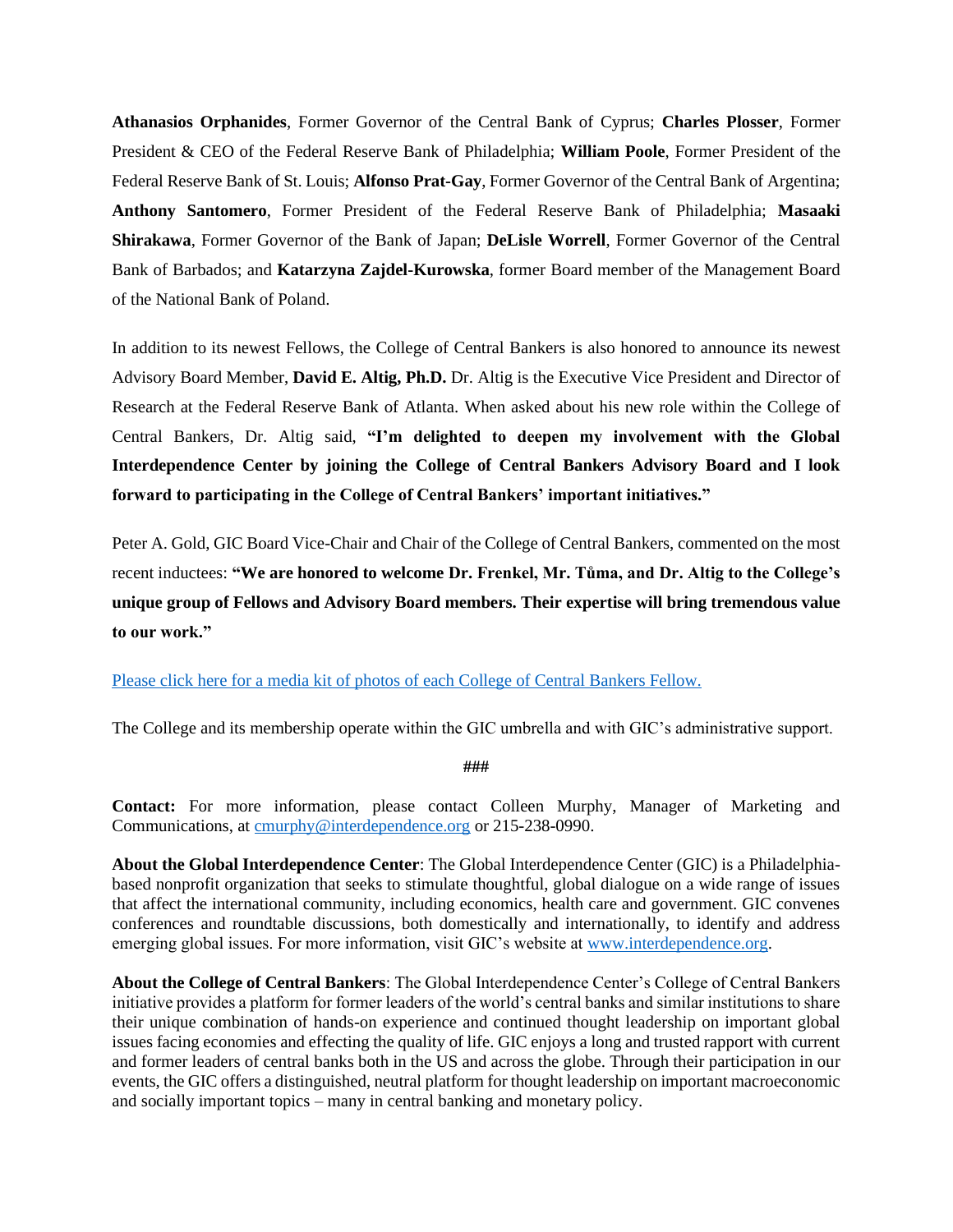**Athanasios Orphanides**, Former Governor of the Central Bank of Cyprus; **Charles Plosser**, Former President & CEO of the Federal Reserve Bank of Philadelphia; **William Poole**, Former President of the Federal Reserve Bank of St. Louis; **Alfonso Prat-Gay**, Former Governor of the Central Bank of Argentina; **Anthony Santomero**, Former President of the Federal Reserve Bank of Philadelphia; **Masaaki Shirakawa**, Former Governor of the Bank of Japan; **DeLisle Worrell**, Former Governor of the Central Bank of Barbados; and **Katarzyna Zajdel-Kurowska**, former Board member of the Management Board of the National Bank of Poland.

In addition to its newest Fellows, the College of Central Bankers is also honored to announce its newest Advisory Board Member, **David E. Altig, Ph.D.** Dr. Altig is the Executive Vice President and Director of Research at the Federal Reserve Bank of Atlanta. When asked about his new role within the College of Central Bankers, Dr. Altig said, **"I'm delighted to deepen my involvement with the Global Interdependence Center by joining the College of Central Bankers Advisory Board and I look forward to participating in the College of Central Bankers' important initiatives."**

Peter A. Gold, GIC Board Vice-Chair and Chair of the College of Central Bankers, commented on the most recent inductees: **"We are honored to welcome Dr. Frenkel, Mr. Tůma, and Dr. Altig to the College's unique group of Fellows and Advisory Board members. Their expertise will bring tremendous value to our work."**

[Please click here for a media kit of photos of each College of Central Bankers Fellow.]

The College and its membership operate within the GIC umbrella and with GIC's administrative support.

###

**Contact:** For more information, please contact Colleen Murphy, Manager of Marketing and Communications, at cmurphy@interdependence.org or 215-238-0990.

**About the Global Interdependence Center**: The Global Interdependence Center (GIC) is a Philadelphia-based nonprofit organization that seeks to stimulate thoughtful, global dialogue on a wide range of issues that affect the international community, including economics, health care and government. GIC convenes conferences and roundtable discussions, both domestically and internationally, to identify and address emerging global issues. For more information, visit GIC's website at www.interdependence.org.

**About the College of Central Bankers**: The Global Interdependence Center's College of Central Bankers initiative provides a platform for former leaders of the world's central banks and similar institutions to share their unique combination of hands-on experience and continued thought leadership on important global issues facing economies and effecting the quality of life. GIC enjoys a long and trusted rapport with current and former leaders of central banks both in the US and across the globe. Through their participation in our events, the GIC offers a distinguished, neutral platform for thought leadership on important macroeconomic and socially important topics – many in central banking and monetary policy.